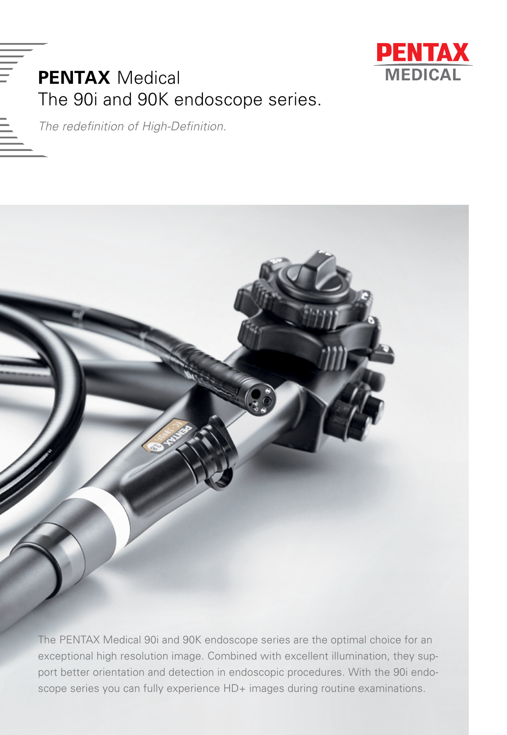PENTAX MEDICAL

# **PENTAX** Medical
# The 90i and 90K endoscope series.

*The redefinition of High-Definition.*

The PENTAX Medical 90i and 90K endoscope series are the optimal choice for an exceptional high resolution image. Combined with excellent illumination, they support better orientation and detection in endoscopic procedures. With the 90i endoscope series you can fully experience HD+ images during routine examinations.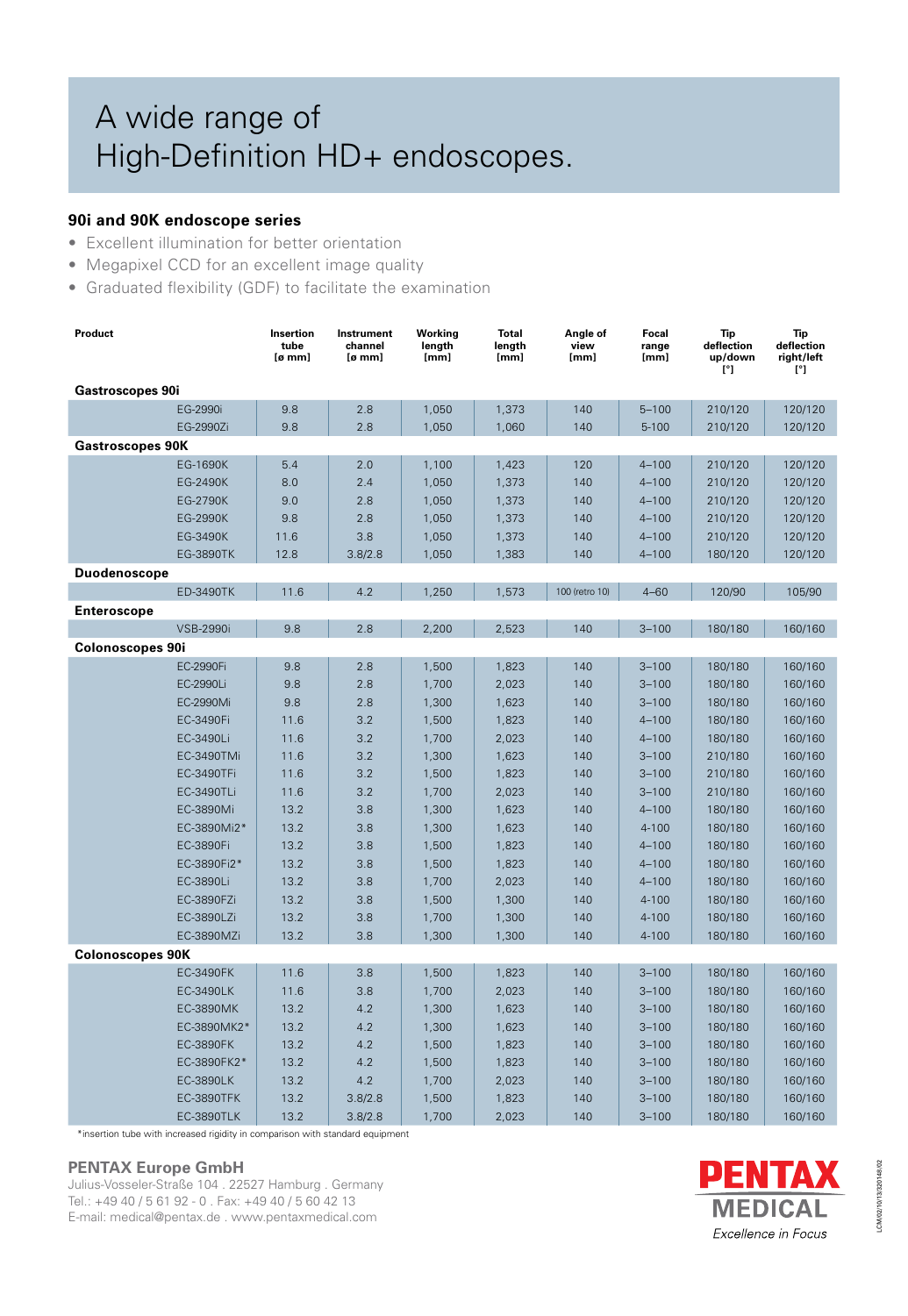# A wide range of High-Definition HD+ endoscopes.

### 90i and 90K endoscope series

- Excellent illumination for better orientation
- Megapixel CCD for an excellent image quality
- Graduated flexibility (GDF) to facilitate the examination

| Product | | Insertion tube [ø mm] | Instrument channel [ø mm] | Working length [mm] | Total length [mm] | Angle of view [mm] | Focal range [mm] | Tip deflection up/down [°] | Tip deflection right/left [°] |
|---|---|---|---|---|---|---|---|---|---|
| **Gastroscopes 90i** | | | | | | | | | |
| | EG-2990i | 9.8 | 2.8 | 1,050 | 1,373 | 140 | 5–100 | 210/120 | 120/120 |
| | EG-2990Zi | 9.8 | 2.8 | 1,050 | 1,060 | 140 | 5-100 | 210/120 | 120/120 |
| **Gastroscopes 90K** | | | | | | | | | |
| | EG-1690K | 5.4 | 2.0 | 1,100 | 1,423 | 120 | 4–100 | 210/120 | 120/120 |
| | EG-2490K | 8.0 | 2.4 | 1,050 | 1,373 | 140 | 4–100 | 210/120 | 120/120 |
| | EG-2790K | 9.0 | 2.8 | 1,050 | 1,373 | 140 | 4–100 | 210/120 | 120/120 |
| | EG-2990K | 9.8 | 2.8 | 1,050 | 1,373 | 140 | 4–100 | 210/120 | 120/120 |
| | EG-3490K | 11.6 | 3.8 | 1,050 | 1,373 | 140 | 4–100 | 210/120 | 120/120 |
| | EG-3890TK | 12.8 | 3.8/2.8 | 1,050 | 1,383 | 140 | 4–100 | 180/120 | 120/120 |
| **Duodenoscope** | | | | | | | | | |
| | ED-3490TK | 11.6 | 4.2 | 1,250 | 1,573 | 100 (retro 10) | 4–60 | 120/90 | 105/90 |
| **Enteroscope** | | | | | | | | | |
| | VSB-2990i | 9.8 | 2.8 | 2,200 | 2,523 | 140 | 3–100 | 180/180 | 160/160 |
| **Colonoscopes 90i** | | | | | | | | | |
| | EC-2990Fi | 9.8 | 2.8 | 1,500 | 1,823 | 140 | 3–100 | 180/180 | 160/160 |
| | EC-2990Li | 9.8 | 2.8 | 1,700 | 2,023 | 140 | 3–100 | 180/180 | 160/160 |
| | EC-2990Mi | 9.8 | 2.8 | 1,300 | 1,623 | 140 | 3–100 | 180/180 | 160/160 |
| | EC-3490Fi | 11.6 | 3.2 | 1,500 | 1,823 | 140 | 4–100 | 180/180 | 160/160 |
| | EC-3490Li | 11.6 | 3.2 | 1,700 | 2,023 | 140 | 4–100 | 180/180 | 160/160 |
| | EC-3490TMi | 11.6 | 3.2 | 1,300 | 1,623 | 140 | 3–100 | 210/180 | 160/160 |
| | EC-3490TFi | 11.6 | 3.2 | 1,500 | 1,823 | 140 | 3–100 | 210/180 | 160/160 |
| | EC-3490TLi | 11.6 | 3.2 | 1,700 | 2,023 | 140 | 3–100 | 210/180 | 160/160 |
| | EC-3890Mi | 13.2 | 3.8 | 1,300 | 1,623 | 140 | 4–100 | 180/180 | 160/160 |
| | EC-3890Mi2* | 13.2 | 3.8 | 1,300 | 1,623 | 140 | 4-100 | 180/180 | 160/160 |
| | EC-3890Fi | 13.2 | 3.8 | 1,500 | 1,823 | 140 | 4–100 | 180/180 | 160/160 |
| | EC-3890Fi2* | 13.2 | 3.8 | 1,500 | 1,823 | 140 | 4–100 | 180/180 | 160/160 |
| | EC-3890Li | 13.2 | 3.8 | 1,700 | 2,023 | 140 | 4–100 | 180/180 | 160/160 |
| | EC-3890FZi | 13.2 | 3.8 | 1,500 | 1,300 | 140 | 4-100 | 180/180 | 160/160 |
| | EC-3890LZi | 13.2 | 3.8 | 1,700 | 1,300 | 140 | 4-100 | 180/180 | 160/160 |
| | EC-3890MZi | 13.2 | 3.8 | 1,300 | 1,300 | 140 | 4-100 | 180/180 | 160/160 |
| **Colonoscopes 90K** | | | | | | | | | |
| | EC-3490FK | 11.6 | 3.8 | 1,500 | 1,823 | 140 | 3–100 | 180/180 | 160/160 |
| | EC-3490LK | 11.6 | 3.8 | 1,700 | 2,023 | 140 | 3–100 | 180/180 | 160/160 |
| | EC-3890MK | 13.2 | 4.2 | 1,300 | 1,623 | 140 | 3–100 | 180/180 | 160/160 |
| | EC-3890MK2* | 13.2 | 4.2 | 1,300 | 1,623 | 140 | 3–100 | 180/180 | 160/160 |
| | EC-3890FK | 13.2 | 4.2 | 1,500 | 1,823 | 140 | 3–100 | 180/180 | 160/160 |
| | EC-3890FK2* | 13.2 | 4.2 | 1,500 | 1,823 | 140 | 3–100 | 180/180 | 160/160 |
| | EC-3890LK | 13.2 | 4.2 | 1,700 | 2,023 | 140 | 3–100 | 180/180 | 160/160 |
| | EC-3890TFK | 13.2 | 3.8/2.8 | 1,500 | 1,823 | 140 | 3–100 | 180/180 | 160/160 |
| | EC-3890TLK | 13.2 | 3.8/2.8 | 1,700 | 2,023 | 140 | 3–100 | 180/180 | 160/160 |

*insertion tube with increased rigidity in comparison with standard equipment

**PENTAX Europe GmbH**
Julius-Vosseler-Straße 104 . 22527 Hamburg . Germany
Tel.: +49 40 / 5 61 92 - 0 . Fax: +49 40 / 5 60 42 13
E-mail: medical@pentax.de . www.pentaxmedical.com

PENTAX MEDICAL
*Excellence in Focus*

LCM/02/10/13/320148/02